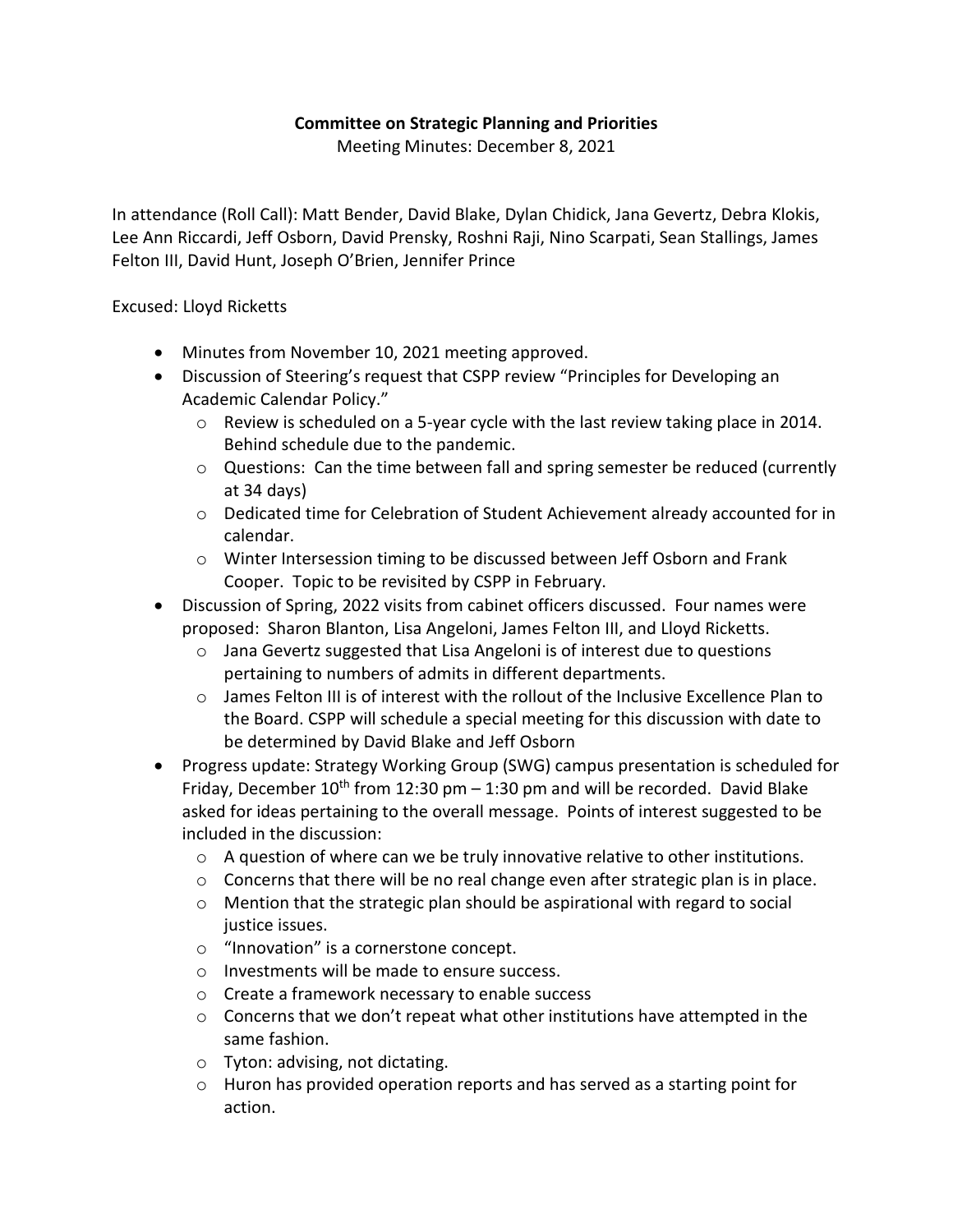**Committee on Strategic Planning and Priorities**

Meeting Minutes: December 8, 2021

In attendance (Roll Call): Matt Bender, David Blake, Dylan Chidick, Jana Gevertz, Debra Klokis, Lee Ann Riccardi, Jeff Osborn, David Prensky, Roshni Raji, Nino Scarpati, Sean Stallings, James Felton III, David Hunt, Joseph O'Brien, Jennifer Prince

Excused: Lloyd Ricketts

- Minutes from November 10, 2021 meeting approved.
- Discussion of Steering's request that CSPP review "Principles for Developing an Academic Calendar Policy."
  - Review is scheduled on a 5-year cycle with the last review taking place in 2014. Behind schedule due to the pandemic.
  - Questions: Can the time between fall and spring semester be reduced (currently at 34 days)
  - Dedicated time for Celebration of Student Achievement already accounted for in calendar.
  - Winter Intersession timing to be discussed between Jeff Osborn and Frank Cooper. Topic to be revisited by CSPP in February.
- Discussion of Spring, 2022 visits from cabinet officers discussed. Four names were proposed: Sharon Blanton, Lisa Angeloni, James Felton III, and Lloyd Ricketts.
  - Jana Gevertz suggested that Lisa Angeloni is of interest due to questions pertaining to numbers of admits in different departments.
  - James Felton III is of interest with the rollout of the Inclusive Excellence Plan to the Board. CSPP will schedule a special meeting for this discussion with date to be determined by David Blake and Jeff Osborn
- Progress update: Strategy Working Group (SWG) campus presentation is scheduled for Friday, December 10th from 12:30 pm – 1:30 pm and will be recorded. David Blake asked for ideas pertaining to the overall message. Points of interest suggested to be included in the discussion:
  - A question of where can we be truly innovative relative to other institutions.
  - Concerns that there will be no real change even after strategic plan is in place.
  - Mention that the strategic plan should be aspirational with regard to social justice issues.
  - "Innovation" is a cornerstone concept.
  - Investments will be made to ensure success.
  - Create a framework necessary to enable success
  - Concerns that we don't repeat what other institutions have attempted in the same fashion.
  - Tyton: advising, not dictating.
  - Huron has provided operation reports and has served as a starting point for action.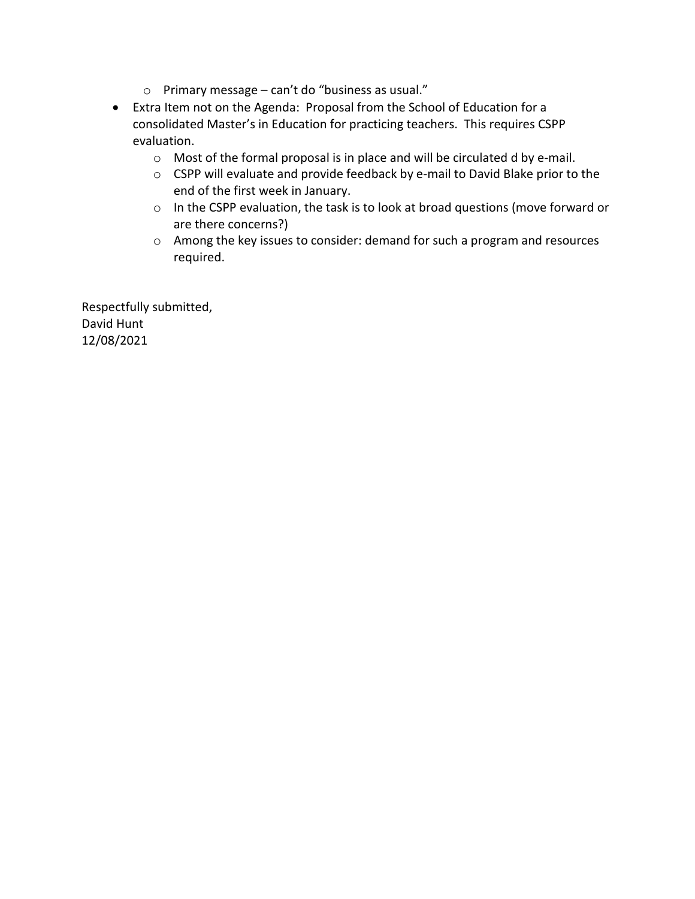- Primary message – can't do "business as usual."
- Extra Item not on the Agenda: Proposal from the School of Education for a consolidated Master's in Education for practicing teachers. This requires CSPP evaluation.
    - Most of the formal proposal is in place and will be circulated d by e-mail.
    - CSPP will evaluate and provide feedback by e-mail to David Blake prior to the end of the first week in January.
    - In the CSPP evaluation, the task is to look at broad questions (move forward or are there concerns?)
    - Among the key issues to consider: demand for such a program and resources required.

Respectfully submitted,
David Hunt
12/08/2021